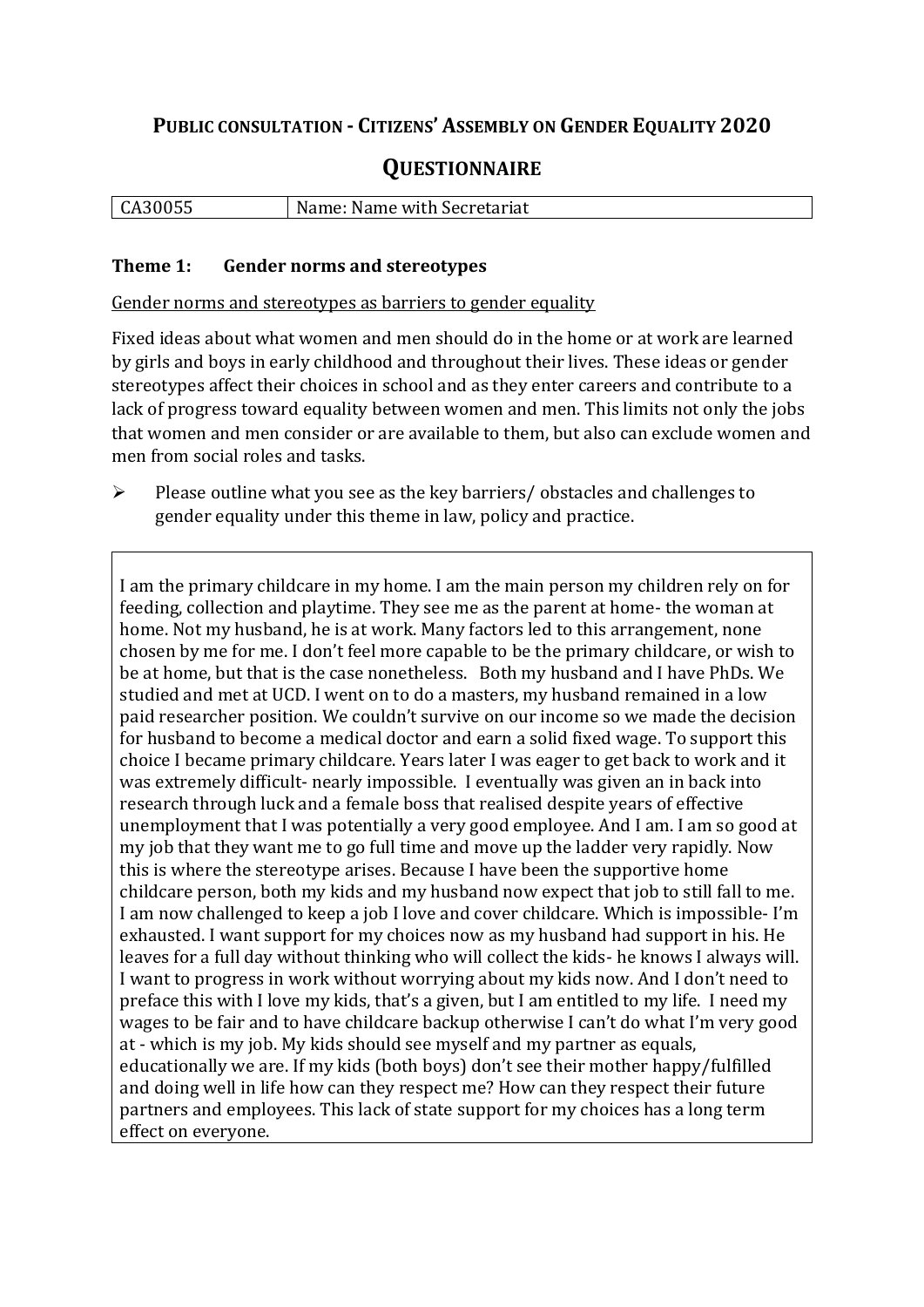# PUBLIC CONSULTATION - CITIZENS' ASSEMBLY ON GENDER EQUALITY 2020

## QUESTIONNAIRE

| CA30055 | Name: Name with Secretariat |
|---|---|

### Theme 1: Gender norms and stereotypes

Gender norms and stereotypes as barriers to gender equality

Fixed ideas about what women and men should do in the home or at work are learned by girls and boys in early childhood and throughout their lives. These ideas or gender stereotypes affect their choices in school and as they enter careers and contribute to a lack of progress toward equality between women and men. This limits not only the jobs that women and men consider or are available to them, but also can exclude women and men from social roles and tasks.

- Please outline what you see as the key barriers/ obstacles and challenges to gender equality under this theme in law, policy and practice.

I am the primary childcare in my home. I am the main person my children rely on for feeding, collection and playtime. They see me as the parent at home- the woman at home. Not my husband, he is at work. Many factors led to this arrangement, none chosen by me for me. I don't feel more capable to be the primary childcare, or wish to be at home, but that is the case nonetheless. Both my husband and I have PhDs. We studied and met at UCD. I went on to do a masters, my husband remained in a low paid researcher position. We couldn't survive on our income so we made the decision for husband to become a medical doctor and earn a solid fixed wage. To support this choice I became primary childcare. Years later I was eager to get back to work and it was extremely difficult- nearly impossible. I eventually was given an in back into research through luck and a female boss that realised despite years of effective unemployment that I was potentially a very good employee. And I am. I am so good at my job that they want me to go full time and move up the ladder very rapidly. Now this is where the stereotype arises. Because I have been the supportive home childcare person, both my kids and my husband now expect that job to still fall to me. I am now challenged to keep a job I love and cover childcare. Which is impossible- I'm exhausted. I want support for my choices now as my husband had support in his. He leaves for a full day without thinking who will collect the kids- he knows I always will. I want to progress in work without worrying about my kids now. And I don't need to preface this with I love my kids, that's a given, but I am entitled to my life. I need my wages to be fair and to have childcare backup otherwise I can't do what I'm very good at - which is my job. My kids should see myself and my partner as equals, educationally we are. If my kids (both boys) don't see their mother happy/fulfilled and doing well in life how can they respect me? How can they respect their future partners and employees. This lack of state support for my choices has a long term effect on everyone.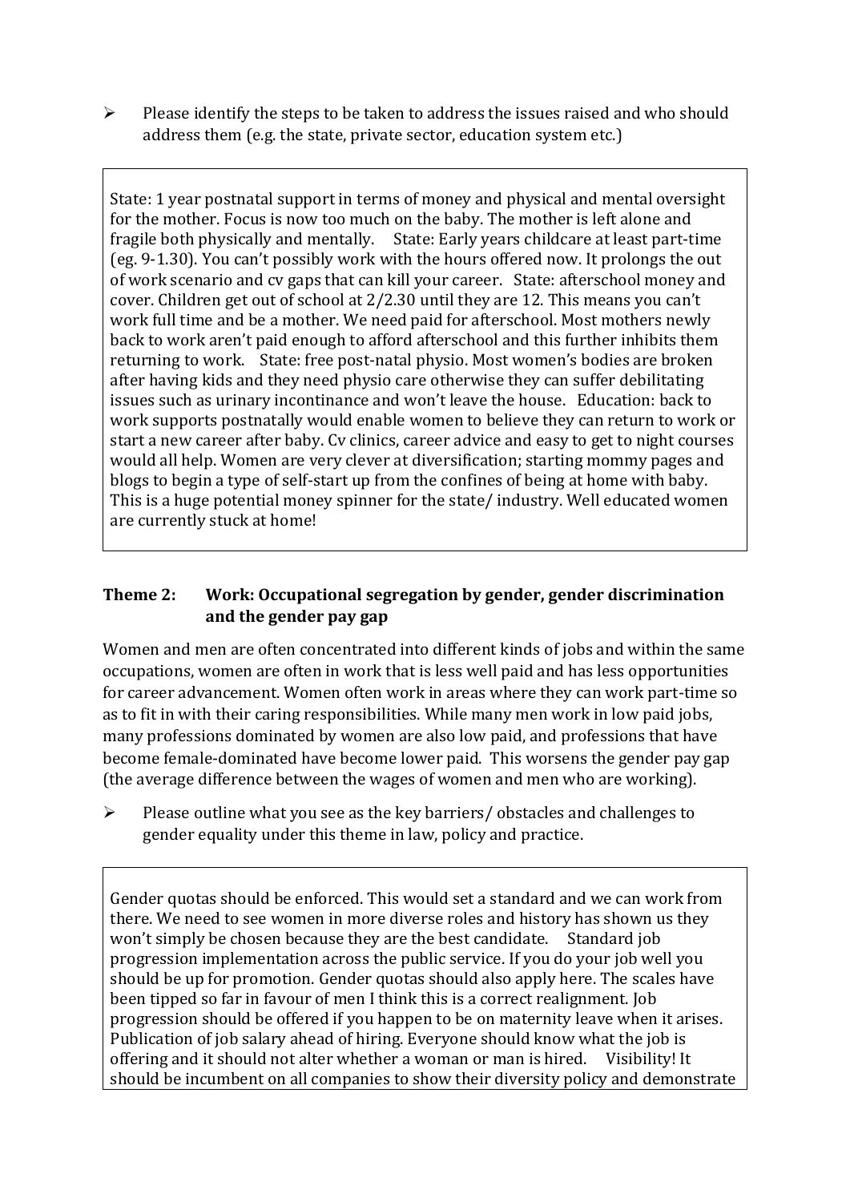- Please identify the steps to be taken to address the issues raised and who should address them (e.g. the state, private sector, education system etc.)

State: 1 year postnatal support in terms of money and physical and mental oversight for the mother. Focus is now too much on the baby. The mother is left alone and fragile both physically and mentally. State: Early years childcare at least part-time (eg. 9-1.30). You can't possibly work with the hours offered now. It prolongs the out of work scenario and cv gaps that can kill your career. State: afterschool money and cover. Children get out of school at 2/2.30 until they are 12. This means you can't work full time and be a mother. We need paid for afterschool. Most mothers newly back to work aren't paid enough to afford afterschool and this further inhibits them returning to work. State: free post-natal physio. Most women's bodies are broken after having kids and they need physio care otherwise they can suffer debilitating issues such as urinary incontinance and won't leave the house. Education: back to work supports postnatally would enable women to believe they can return to work or start a new career after baby. Cv clinics, career advice and easy to get to night courses would all help. Women are very clever at diversification; starting mommy pages and blogs to begin a type of self-start up from the confines of being at home with baby. This is a huge potential money spinner for the state/ industry. Well educated women are currently stuck at home!

## Theme 2: Work: Occupational segregation by gender, gender discrimination and the gender pay gap

Women and men are often concentrated into different kinds of jobs and within the same occupations, women are often in work that is less well paid and has less opportunities for career advancement. Women often work in areas where they can work part-time so as to fit in with their caring responsibilities. While many men work in low paid jobs, many professions dominated by women are also low paid, and professions that have become female-dominated have become lower paid. This worsens the gender pay gap (the average difference between the wages of women and men who are working).

- Please outline what you see as the key barriers/ obstacles and challenges to gender equality under this theme in law, policy and practice.

Gender quotas should be enforced. This would set a standard and we can work from there. We need to see women in more diverse roles and history has shown us they won't simply be chosen because they are the best candidate. Standard job progression implementation across the public service. If you do your job well you should be up for promotion. Gender quotas should also apply here. The scales have been tipped so far in favour of men I think this is a correct realignment. Job progression should be offered if you happen to be on maternity leave when it arises. Publication of job salary ahead of hiring. Everyone should know what the job is offering and it should not alter whether a woman or man is hired. Visibility! It should be incumbent on all companies to show their diversity policy and demonstrate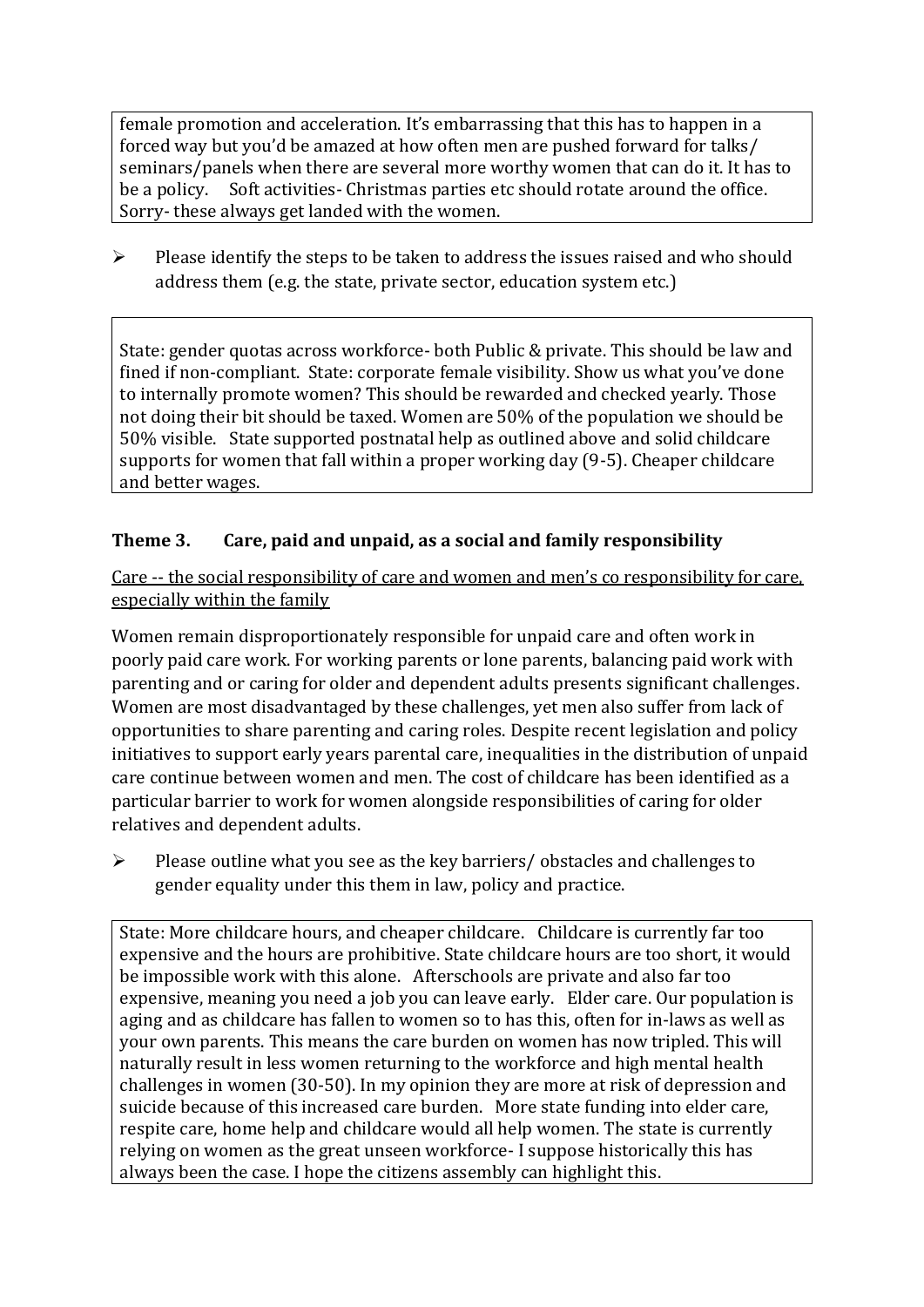female promotion and acceleration. It's embarrassing that this has to happen in a forced way but you'd be amazed at how often men are pushed forward for talks/ seminars/panels when there are several more worthy women that can do it. It has to be a policy. Soft activities- Christmas parties etc should rotate around the office. Sorry- these always get landed with the women.

- Please identify the steps to be taken to address the issues raised and who should address them (e.g. the state, private sector, education system etc.)

State: gender quotas across workforce- both Public & private. This should be law and fined if non-compliant. State: corporate female visibility. Show us what you've done to internally promote women? This should be rewarded and checked yearly. Those not doing their bit should be taxed. Women are 50% of the population we should be 50% visible. State supported postnatal help as outlined above and solid childcare supports for women that fall within a proper working day (9-5). Cheaper childcare and better wages.

### Theme 3. Care, paid and unpaid, as a social and family responsibility

<u>Care -- the social responsibility of care and women and men's co responsibility for care, especially within the family</u>

Women remain disproportionately responsible for unpaid care and often work in poorly paid care work. For working parents or lone parents, balancing paid work with parenting and or caring for older and dependent adults presents significant challenges. Women are most disadvantaged by these challenges, yet men also suffer from lack of opportunities to share parenting and caring roles. Despite recent legislation and policy initiatives to support early years parental care, inequalities in the distribution of unpaid care continue between women and men. The cost of childcare has been identified as a particular barrier to work for women alongside responsibilities of caring for older relatives and dependent adults.

- Please outline what you see as the key barriers/ obstacles and challenges to gender equality under this them in law, policy and practice.

State: More childcare hours, and cheaper childcare. Childcare is currently far too expensive and the hours are prohibitive. State childcare hours are too short, it would be impossible work with this alone. Afterschools are private and also far too expensive, meaning you need a job you can leave early. Elder care. Our population is aging and as childcare has fallen to women so to has this, often for in-laws as well as your own parents. This means the care burden on women has now tripled. This will naturally result in less women returning to the workforce and high mental health challenges in women (30-50). In my opinion they are more at risk of depression and suicide because of this increased care burden. More state funding into elder care, respite care, home help and childcare would all help women. The state is currently relying on women as the great unseen workforce- I suppose historically this has always been the case. I hope the citizens assembly can highlight this.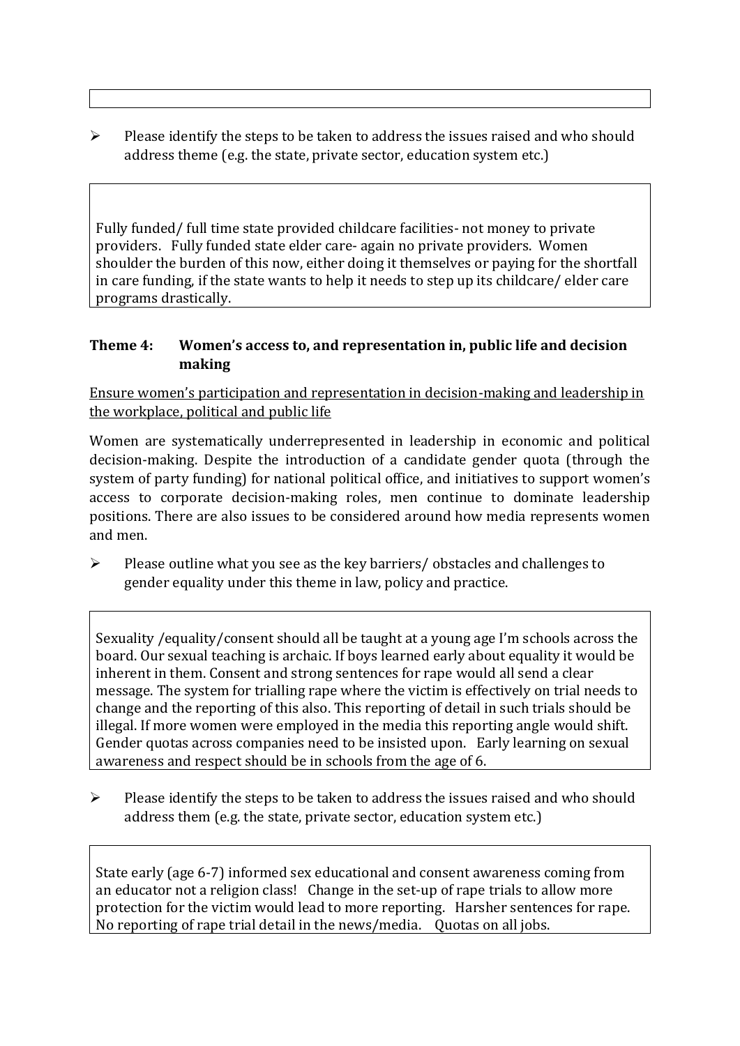- Please identify the steps to be taken to address the issues raised and who should address theme (e.g. the state, private sector, education system etc.)

> Fully funded/ full time state provided childcare facilities- not money to private providers. Fully funded state elder care- again no private providers. Women shoulder the burden of this now, either doing it themselves or paying for the shortfall in care funding, if the state wants to help it needs to step up its childcare/ elder care programs drastically.

### Theme 4: Women's access to, and representation in, public life and decision making

<u>Ensure women's participation and representation in decision-making and leadership in the workplace, political and public life</u>

Women are systematically underrepresented in leadership in economic and political decision-making. Despite the introduction of a candidate gender quota (through the system of party funding) for national political office, and initiatives to support women's access to corporate decision-making roles, men continue to dominate leadership positions. There are also issues to be considered around how media represents women and men.

- Please outline what you see as the key barriers/ obstacles and challenges to gender equality under this theme in law, policy and practice.

> Sexuality /equality/consent should all be taught at a young age I'm schools across the board. Our sexual teaching is archaic. If boys learned early about equality it would be inherent in them. Consent and strong sentences for rape would all send a clear message. The system for trialling rape where the victim is effectively on trial needs to change and the reporting of this also. This reporting of detail in such trials should be illegal. If more women were employed in the media this reporting angle would shift. Gender quotas across companies need to be insisted upon. Early learning on sexual awareness and respect should be in schools from the age of 6.

- Please identify the steps to be taken to address the issues raised and who should address them (e.g. the state, private sector, education system etc.)

> State early (age 6-7) informed sex educational and consent awareness coming from an educator not a religion class! Change in the set-up of rape trials to allow more protection for the victim would lead to more reporting. Harsher sentences for rape. No reporting of rape trial detail in the news/media. Quotas on all jobs.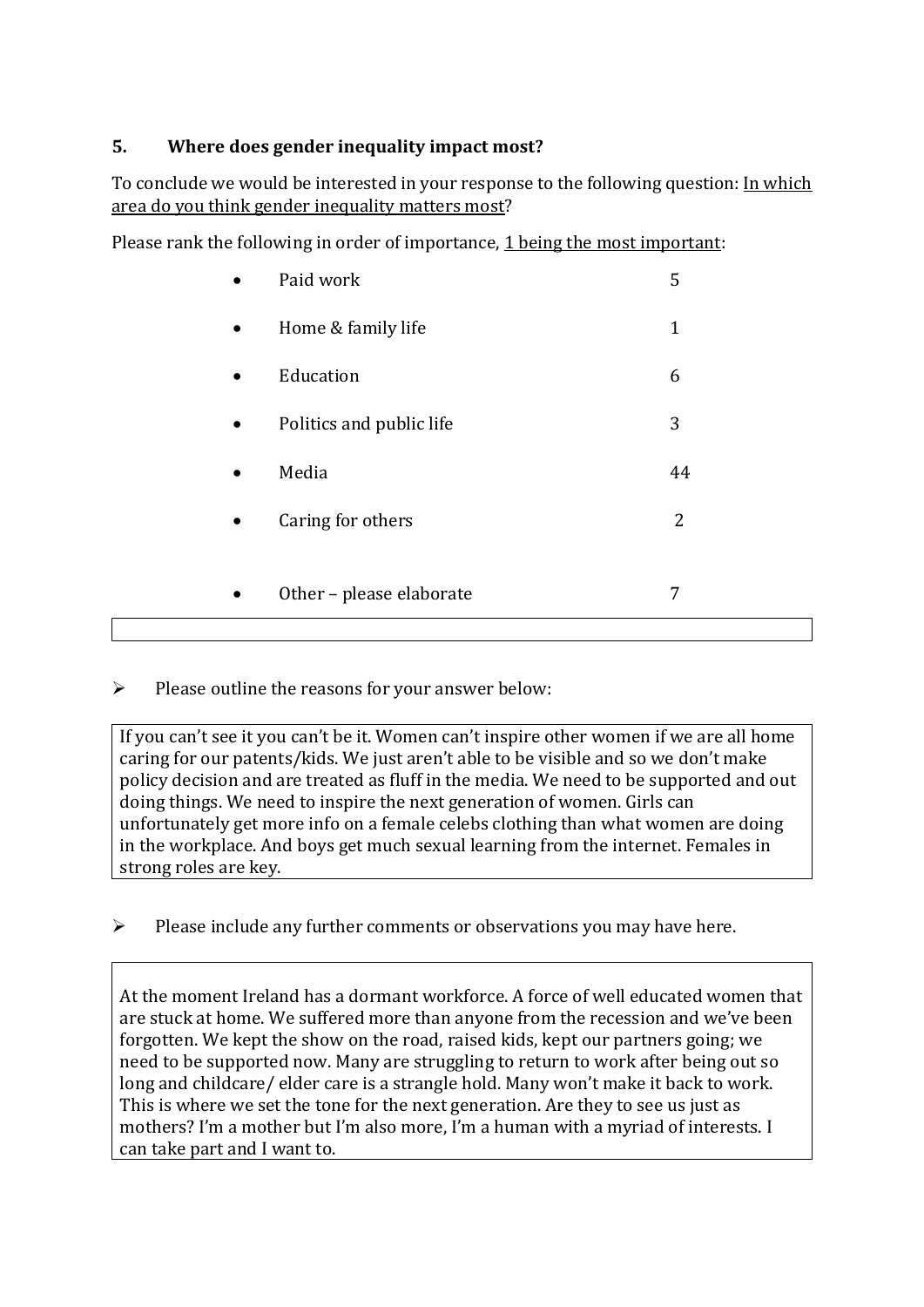## 5. Where does gender inequality impact most?

To conclude we would be interested in your response to the following question: In which area do you think gender inequality matters most?

Please rank the following in order of importance, 1 being the most important:

| | |
|---|---|
| • Paid work | 5 |
| • Home & family life | 1 |
| • Education | 6 |
| • Politics and public life | 3 |
| • Media | 44 |
| • Caring for others | 2 |
| • Other – please elaborate | 7 |

➢ Please outline the reasons for your answer below:

If you can't see it you can't be it. Women can't inspire other women if we are all home caring for our patents/kids. We just aren't able to be visible and so we don't make policy decision and are treated as fluff in the media. We need to be supported and out doing things. We need to inspire the next generation of women. Girls can unfortunately get more info on a female celebs clothing than what women are doing in the workplace. And boys get much sexual learning from the internet. Females in strong roles are key.

➢ Please include any further comments or observations you may have here.

At the moment Ireland has a dormant workforce. A force of well educated women that are stuck at home. We suffered more than anyone from the recession and we've been forgotten. We kept the show on the road, raised kids, kept our partners going; we need to be supported now. Many are struggling to return to work after being out so long and childcare/ elder care is a strangle hold. Many won't make it back to work. This is where we set the tone for the next generation. Are they to see us just as mothers? I'm a mother but I'm also more, I'm a human with a myriad of interests. I can take part and I want to.